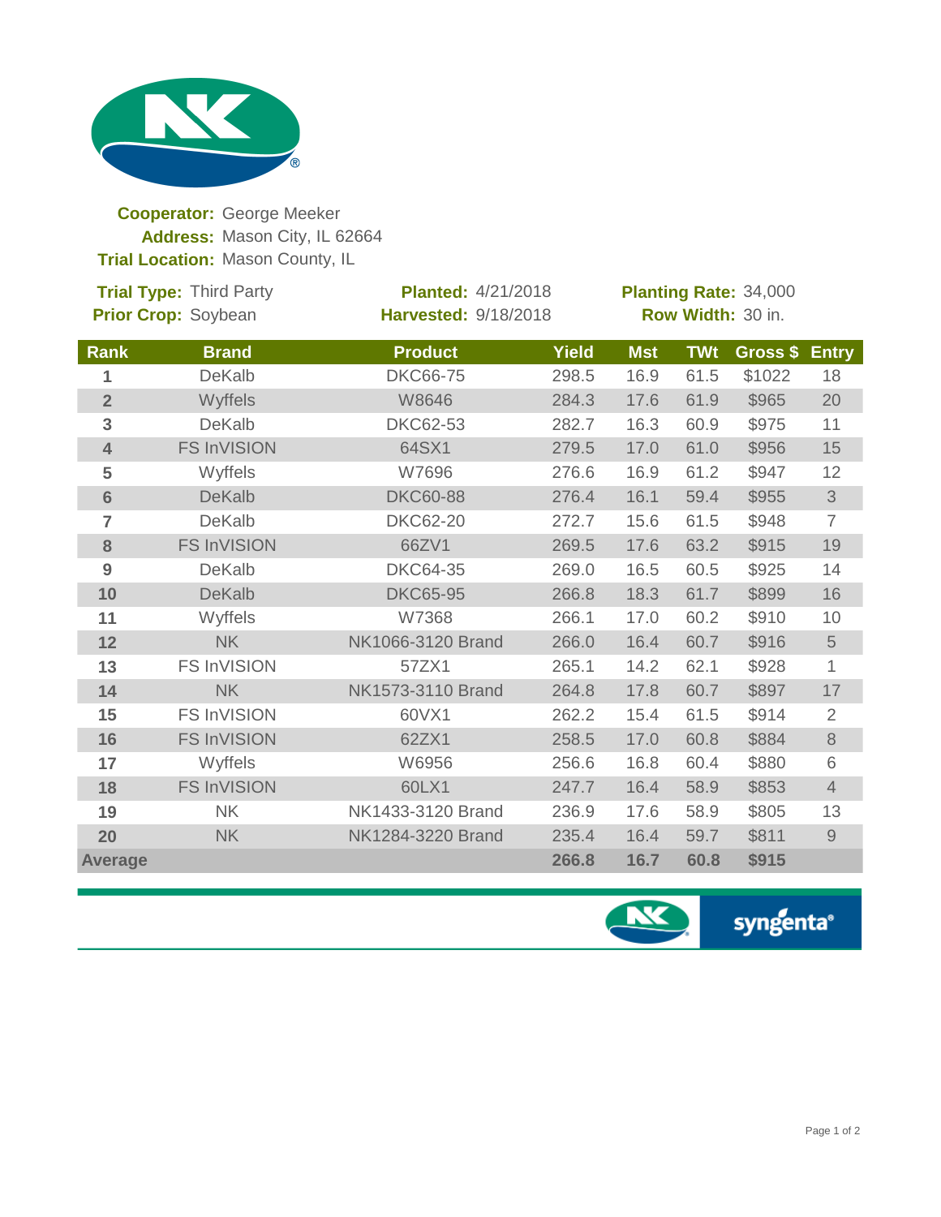**Cooperator:** George Meeker
**Address:** Mason City, IL 62664
**Trial Location:** Mason County, IL

**Trial Type:** Third Party
**Prior Crop:** Soybean

**Planted:** 4/21/2018
**Harvested:** 9/18/2018

**Planting Rate:** 34,000
**Row Width:** 30 in.

| Rank | Brand | Product | Yield | Mst | TWt | Gross $ | Entry |
|---|---|---|---|---|---|---|---|
| 1 | DeKalb | DKC66-75 | 298.5 | 16.9 | 61.5 | $1022 | 18 |
| 2 | Wyffels | W8646 | 284.3 | 17.6 | 61.9 | $965 | 20 |
| 3 | DeKalb | DKC62-53 | 282.7 | 16.3 | 60.9 | $975 | 11 |
| 4 | FS InVISION | 64SX1 | 279.5 | 17.0 | 61.0 | $956 | 15 |
| 5 | Wyffels | W7696 | 276.6 | 16.9 | 61.2 | $947 | 12 |
| 6 | DeKalb | DKC60-88 | 276.4 | 16.1 | 59.4 | $955 | 3 |
| 7 | DeKalb | DKC62-20 | 272.7 | 15.6 | 61.5 | $948 | 7 |
| 8 | FS InVISION | 66ZV1 | 269.5 | 17.6 | 63.2 | $915 | 19 |
| 9 | DeKalb | DKC64-35 | 269.0 | 16.5 | 60.5 | $925 | 14 |
| 10 | DeKalb | DKC65-95 | 266.8 | 18.3 | 61.7 | $899 | 16 |
| 11 | Wyffels | W7368 | 266.1 | 17.0 | 60.2 | $910 | 10 |
| 12 | NK | NK1066-3120 Brand | 266.0 | 16.4 | 60.7 | $916 | 5 |
| 13 | FS InVISION | 57ZX1 | 265.1 | 14.2 | 62.1 | $928 | 1 |
| 14 | NK | NK1573-3110 Brand | 264.8 | 17.8 | 60.7 | $897 | 17 |
| 15 | FS InVISION | 60VX1 | 262.2 | 15.4 | 61.5 | $914 | 2 |
| 16 | FS InVISION | 62ZX1 | 258.5 | 17.0 | 60.8 | $884 | 8 |
| 17 | Wyffels | W6956 | 256.6 | 16.8 | 60.4 | $880 | 6 |
| 18 | FS InVISION | 60LX1 | 247.7 | 16.4 | 58.9 | $853 | 4 |
| 19 | NK | NK1433-3120 Brand | 236.9 | 17.6 | 58.9 | $805 | 13 |
| 20 | NK | NK1284-3220 Brand | 235.4 | 16.4 | 59.7 | $811 | 9 |
| **Average** | | | **266.8** | **16.7** | **60.8** | **$915** | |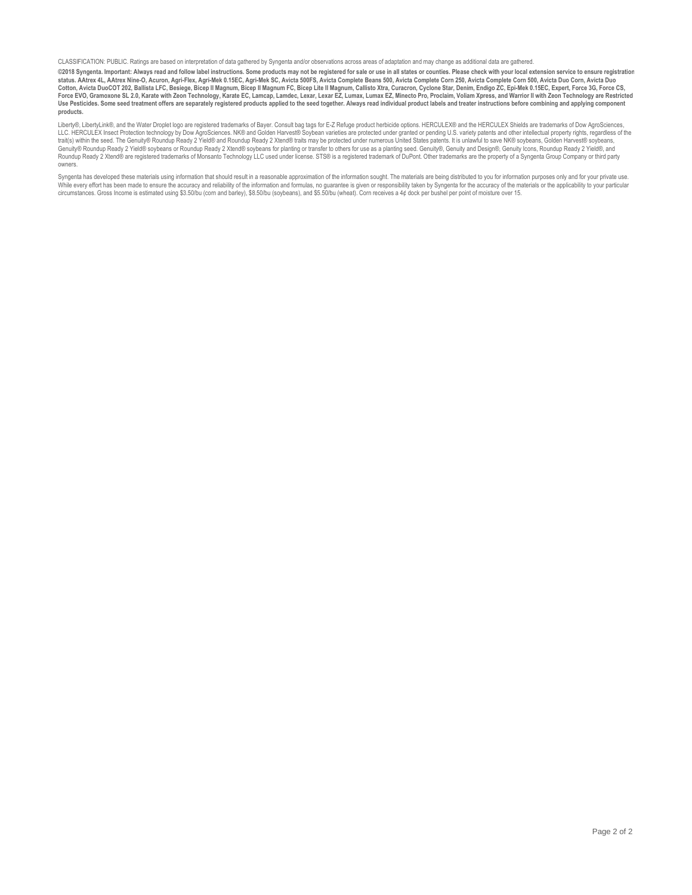CLASSIFICATION: PUBLIC. Ratings are based on interpretation of data gathered by Syngenta and/or observations across areas of adaptation and may change as additional data are gathered.

**©2018 Syngenta. Important: Always read and follow label instructions. Some products may not be registered for sale or use in all states or counties. Please check with your local extension service to ensure registration status. AAtrex 4L, AAtrex Nine-O, Acuron, Agri-Flex, Agri-Mek 0.15EC, Agri-Mek SC, Avicta 500FS, Avicta Complete Beans 500, Avicta Complete Corn 250, Avicta Complete Corn 500, Avicta Duo Corn, Avicta Duo Cotton, Avicta DuoCOT 202, Ballista LFC, Besiege, Bicep II Magnum, Bicep II Magnum FC, Bicep Lite II Magnum, Callisto Xtra, Curacron, Cyclone Star, Denim, Endigo ZC, Epi-Mek 0.15EC, Expert, Force 3G, Force CS, Force EVO, Gramoxone SL 2.0, Karate with Zeon Technology, Karate EC, Lamcap, Lamdec, Lexar, Lexar EZ, Lumax, Lumax EZ, Minecto Pro, Proclaim, Voliam Xpress, and Warrior II with Zeon Technology are Restricted Use Pesticides. Some seed treatment offers are separately registered products applied to the seed together. Always read individual product labels and treater instructions before combining and applying component products.**

Liberty®, LibertyLink®, and the Water Droplet logo are registered trademarks of Bayer. Consult bag tags for E-Z Refuge product herbicide options. HERCULEX® and the HERCULEX Shields are trademarks of Dow AgroSciences, LLC. HERCULEX Insect Protection technology by Dow AgroSciences. NK® and Golden Harvest® Soybean varieties are protected under granted or pending U.S. variety patents and other intellectual property rights, regardless of the trait(s) within the seed. The Genuity® Roundup Ready 2 Yield® and Roundup Ready 2 Xtend® traits may be protected under numerous United States patents. It is unlawful to save NK® soybeans, Golden Harvest® soybeans, Genuity® Roundup Ready 2 Yield® soybeans or Roundup Ready 2 Xtend® soybeans for planting or transfer to others for use as a planting seed. Genuity®, Genuity and Design®, Genuity Icons, Roundup Ready 2 Yield®, and Roundup Ready 2 Xtend® are registered trademarks of Monsanto Technology LLC used under license. STS® is a registered trademark of DuPont. Other trademarks are the property of a Syngenta Group Company or third party owners.

Syngenta has developed these materials using information that should result in a reasonable approximation of the information sought. The materials are being distributed to you for information purposes only and for your private use. While every effort has been made to ensure the accuracy and reliability of the information and formulas, no guarantee is given or responsibility taken by Syngenta for the accuracy of the materials or the applicability to your particular circumstances. Gross Income is estimated using $3.50/bu (corn and barley), $8.50/bu (soybeans), and $5.50/bu (wheat). Corn receives a 4¢ dock per bushel per point of moisture over 15.